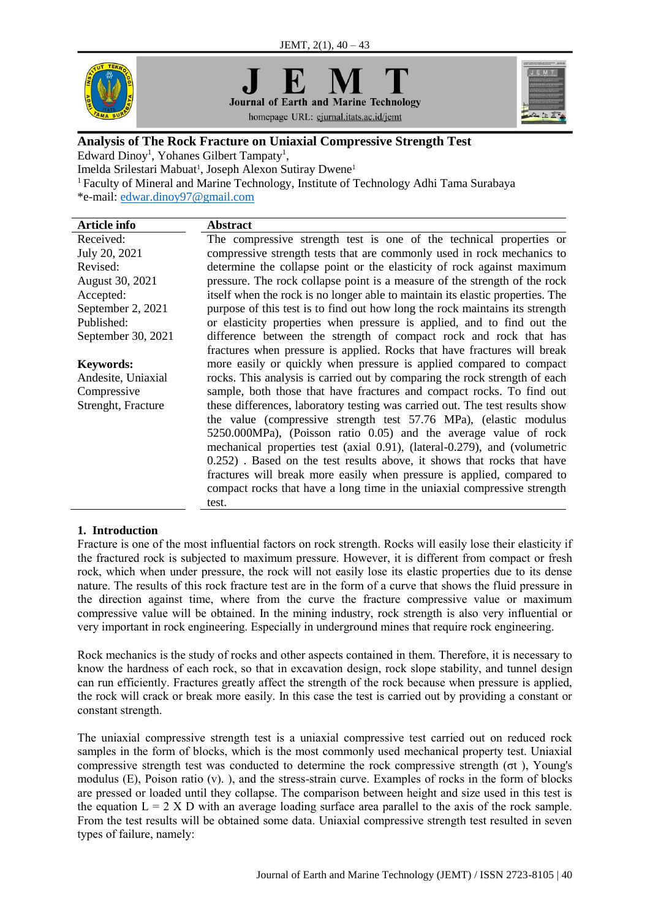# Analysis of The Rock Fracture on Uniaxial Compressive Strength Test

Edward Dinoy[1], Yohanes Gilbert Tampaty[1],
Imelda Srilestari Mabuat[1], Joseph Alexon Sutiray Dwene[1]

[1] Faculty of Mineral and Marine Technology, Institute of Technology Adhi Tama Surabaya

*e-mail: edwar.dinoy97@gmail.com

| Article info | Abstract |
|---|---|
| Received: July 20, 2021<br>Revised: August 30, 2021<br>Accepted: September 2, 2021<br>Published: September 30, 2021<br><br>**Keywords:**<br>Andesite, Uniaxial Compressive Strenght, Fracture | The compressive strength test is one of the technical properties or compressive strength tests that are commonly used in rock mechanics to determine the collapse point or the elasticity of rock against maximum pressure. The rock collapse point is a measure of the strength of the rock itself when the rock is no longer able to maintain its elastic properties. The purpose of this test is to find out how long the rock maintains its strength or elasticity properties when pressure is applied, and to find out the difference between the strength of compact rock and rock that has fractures when pressure is applied. Rocks that have fractures will break more easily or quickly when pressure is applied compared to compact rocks. This analysis is carried out by comparing the rock strength of each sample, both those that have fractures and compact rocks. To find out these differences, laboratory testing was carried out. The test results show the value (compressive strength test 57.76 MPa), (elastic modulus 5250.000MPa), (Poisson ratio 0.05) and the average value of rock mechanical properties test (axial 0.91), (lateral-0.279), and (volumetric 0.252) . Based on the test results above, it shows that rocks that have fractures will break more easily when pressure is applied, compared to compact rocks that have a long time in the uniaxial compressive strength test. |

## 1. Introduction

Fracture is one of the most influential factors on rock strength. Rocks will easily lose their elasticity if the fractured rock is subjected to maximum pressure. However, it is different from compact or fresh rock, which when under pressure, the rock will not easily lose its elastic properties due to its dense nature. The results of this rock fracture test are in the form of a curve that shows the fluid pressure in the direction against time, where from the curve the fracture compressive value or maximum compressive value will be obtained. In the mining industry, rock strength is also very influential or very important in rock engineering. Especially in underground mines that require rock engineering.

Rock mechanics is the study of rocks and other aspects contained in them. Therefore, it is necessary to know the hardness of each rock, so that in excavation design, rock slope stability, and tunnel design can run efficiently. Fractures greatly affect the strength of the rock because when pressure is applied, the rock will crack or break more easily. In this case the test is carried out by providing a constant or constant strength.

The uniaxial compressive strength test is a uniaxial compressive test carried out on reduced rock samples in the form of blocks, which is the most commonly used mechanical property test. Uniaxial compressive strength test was conducted to determine the rock compressive strength ($\sigma t$ ), Young's modulus (E), Poison ratio (v). ), and the stress-strain curve. Examples of rocks in the form of blocks are pressed or loaded until they collapse. The comparison between height and size used in this test is the equation $L = 2 \times D$ with an average loading surface area parallel to the axis of the rock sample. From the test results will be obtained some data. Uniaxial compressive strength test resulted in seven types of failure, namely: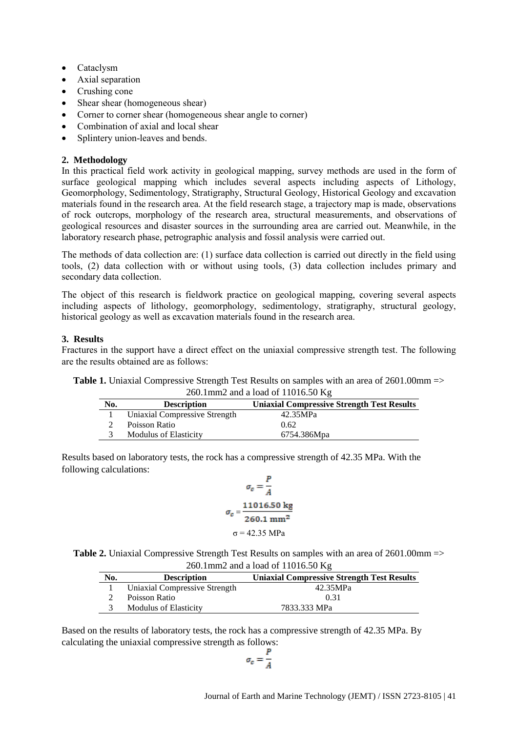- Cataclysm
- Axial separation
- Crushing cone
- Shear shear (homogeneous shear)
- Corner to corner shear (homogeneous shear angle to corner)
- Combination of axial and local shear
- Splintery union-leaves and bends.

## 2. Methodology

In this practical field work activity in geological mapping, survey methods are used in the form of surface geological mapping which includes several aspects including aspects of Lithology, Geomorphology, Sedimentology, Stratigraphy, Structural Geology, Historical Geology and excavation materials found in the research area. At the field research stage, a trajectory map is made, observations of rock outcrops, morphology of the research area, structural measurements, and observations of geological resources and disaster sources in the surrounding area are carried out. Meanwhile, in the laboratory research phase, petrographic analysis and fossil analysis were carried out.

The methods of data collection are: (1) surface data collection is carried out directly in the field using tools, (2) data collection with or without using tools, (3) data collection includes primary and secondary data collection.

The object of this research is fieldwork practice on geological mapping, covering several aspects including aspects of lithology, geomorphology, sedimentology, stratigraphy, structural geology, historical geology as well as excavation materials found in the research area.

## 3. Results

Fractures in the support have a direct effect on the uniaxial compressive strength test. The following are the results obtained are as follows:

**Table 1.** Uniaxial Compressive Strength Test Results on samples with an area of 2601.00mm => 260.1mm2 and a load of 11016.50 Kg

| No. | Description | Uniaxial Compressive Strength Test Results |
|---|---|---|
| 1 | Uniaxial Compressive Strength | 42.35MPa |
| 2 | Poisson Ratio | 0.62 |
| 3 | Modulus of Elasticity | 6754.386Mpa |

Results based on laboratory tests, the rock has a compressive strength of 42.35 MPa. With the following calculations:

$$\sigma_c = \frac{P}{A}$$

$$\sigma_c = \frac{11016.50 \text{ kg}}{260.1 \text{ mm}^2}$$

$$\sigma = 42.35 \text{ MPa}$$

**Table 2.** Uniaxial Compressive Strength Test Results on samples with an area of 2601.00mm => 260.1mm2 and a load of 11016.50 Kg

| No. | Description | Uniaxial Compressive Strength Test Results |
|---|---|---|
| 1 | Uniaxial Compressive Strength | 42.35MPa |
| 2 | Poisson Ratio | 0.31 |
| 3 | Modulus of Elasticity | 7833.333 MPa |

Based on the results of laboratory tests, the rock has a compressive strength of 42.35 MPa. By calculating the uniaxial compressive strength as follows:

$$\sigma_c = \frac{P}{A}$$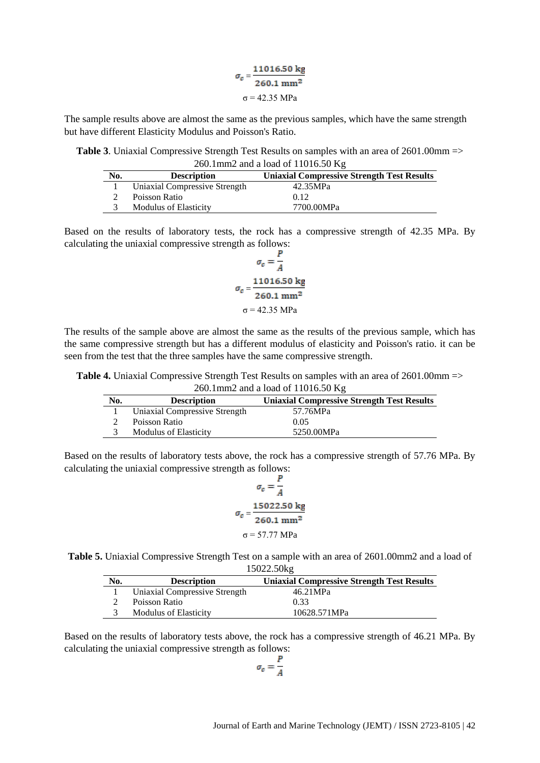$$\sigma_c = \frac{11016.50 \text{ kg}}{260.1 \text{ mm}^2}$$

$$\sigma = 42.35 \text{ MPa}$$

The sample results above are almost the same as the previous samples, which have the same strength but have different Elasticity Modulus and Poisson's Ratio.

**Table 3**. Uniaxial Compressive Strength Test Results on samples with an area of 2601.00mm => 260.1mm2 and a load of 11016.50 Kg

| No. | Description | Uniaxial Compressive Strength Test Results |
|---|---|---|
| 1 | Uniaxial Compressive Strength | 42.35MPa |
| 2 | Poisson Ratio | 0.12 |
| 3 | Modulus of Elasticity | 7700.00MPa |

Based on the results of laboratory tests, the rock has a compressive strength of 42.35 MPa. By calculating the uniaxial compressive strength as follows:

$$\sigma_c = \frac{P}{A}$$

$$\sigma_c = \frac{11016.50 \text{ kg}}{260.1 \text{ mm}^2}$$

$$\sigma = 42.35 \text{ MPa}$$

The results of the sample above are almost the same as the results of the previous sample, which has the same compressive strength but has a different modulus of elasticity and Poisson's ratio. it can be seen from the test that the three samples have the same compressive strength.

**Table 4.** Uniaxial Compressive Strength Test Results on samples with an area of 2601.00mm => 260.1mm2 and a load of 11016.50 Kg

| No. | Description | Uniaxial Compressive Strength Test Results |
|---|---|---|
| 1 | Uniaxial Compressive Strength | 57.76MPa |
| 2 | Poisson Ratio | 0.05 |
| 3 | Modulus of Elasticity | 5250.00MPa |

Based on the results of laboratory tests above, the rock has a compressive strength of 57.76 MPa. By calculating the uniaxial compressive strength as follows:

$$\sigma_c = \frac{P}{A}$$

$$\sigma_c = \frac{15022.50 \text{ kg}}{260.1 \text{ mm}^2}$$

$$\sigma = 57.77 \text{ MPa}$$

**Table 5.** Uniaxial Compressive Strength Test on a sample with an area of 2601.00mm2 and a load of 15022.50kg

| No. | Description | Uniaxial Compressive Strength Test Results |
|---|---|---|
| 1 | Uniaxial Compressive Strength | 46.21MPa |
| 2 | Poisson Ratio | 0.33 |
| 3 | Modulus of Elasticity | 10628.571MPa |

Based on the results of laboratory tests above, the rock has a compressive strength of 46.21 MPa. By calculating the uniaxial compressive strength as follows:

$$\sigma_c = \frac{P}{A}$$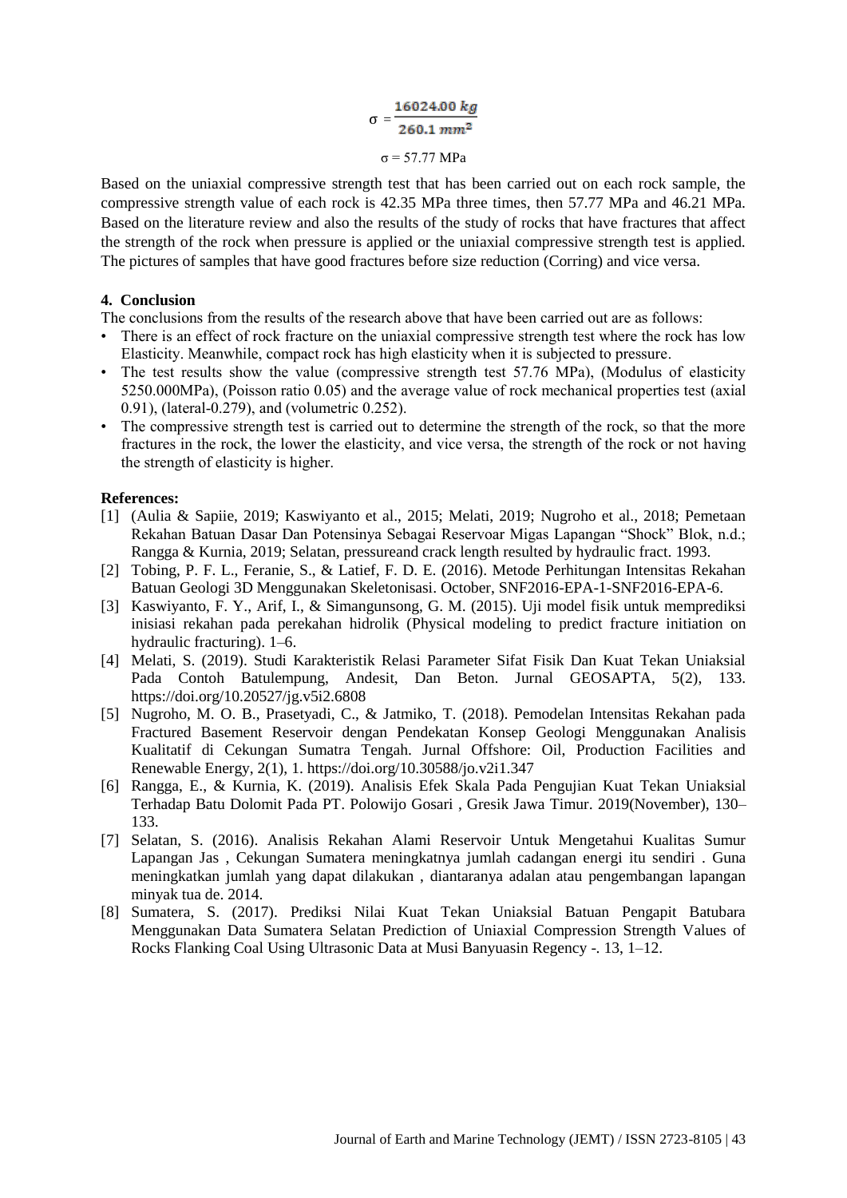$$\sigma = \frac{16024.00\ kg}{260.1\ mm^2}$$

$$\sigma = 57.77\ \text{MPa}$$

Based on the uniaxial compressive strength test that has been carried out on each rock sample, the compressive strength value of each rock is 42.35 MPa three times, then 57.77 MPa and 46.21 MPa. Based on the literature review and also the results of the study of rocks that have fractures that affect the strength of the rock when pressure is applied or the uniaxial compressive strength test is applied. The pictures of samples that have good fractures before size reduction (Corring) and vice versa.

## 4. Conclusion

The conclusions from the results of the research above that have been carried out are as follows:

- There is an effect of rock fracture on the uniaxial compressive strength test where the rock has low Elasticity. Meanwhile, compact rock has high elasticity when it is subjected to pressure.
- The test results show the value (compressive strength test 57.76 MPa), (Modulus of elasticity 5250.000MPa), (Poisson ratio 0.05) and the average value of rock mechanical properties test (axial 0.91), (lateral-0.279), and (volumetric 0.252).
- The compressive strength test is carried out to determine the strength of the rock, so that the more fractures in the rock, the lower the elasticity, and vice versa, the strength of the rock or not having the strength of elasticity is higher.

## References:

[1] (Aulia & Sapiie, 2019; Kaswiyanto et al., 2015; Melati, 2019; Nugroho et al., 2018; Pemetaan Rekahan Batuan Dasar Dan Potensinya Sebagai Reservoar Migas Lapangan "Shock" Blok, n.d.; Rangga & Kurnia, 2019; Selatan, pressureand crack length resulted by hydraulic fract. 1993.

[2] Tobing, P. F. L., Feranie, S., & Latief, F. D. E. (2016). Metode Perhitungan Intensitas Rekahan Batuan Geologi 3D Menggunakan Skeletonisasi. October, SNF2016-EPA-1-SNF2016-EPA-6.

[3] Kaswiyanto, F. Y., Arif, I., & Simangunsong, G. M. (2015). Uji model fisik untuk memprediksi inisiasi rekahan pada perekahan hidrolik (Physical modeling to predict fracture initiation on hydraulic fracturing). 1–6.

[4] Melati, S. (2019). Studi Karakteristik Relasi Parameter Sifat Fisik Dan Kuat Tekan Uniaksial Pada Contoh Batulempung, Andesit, Dan Beton. Jurnal GEOSAPTA, 5(2), 133. https://doi.org/10.20527/jg.v5i2.6808

[5] Nugroho, M. O. B., Prasetyadi, C., & Jatmiko, T. (2018). Pemodelan Intensitas Rekahan pada Fractured Basement Reservoir dengan Pendekatan Konsep Geologi Menggunakan Analisis Kualitatif di Cekungan Sumatra Tengah. Jurnal Offshore: Oil, Production Facilities and Renewable Energy, 2(1), 1. https://doi.org/10.30588/jo.v2i1.347

[6] Rangga, E., & Kurnia, K. (2019). Analisis Efek Skala Pada Pengujian Kuat Tekan Uniaksial Terhadap Batu Dolomit Pada PT. Polowijo Gosari , Gresik Jawa Timur. 2019(November), 130–133.

[7] Selatan, S. (2016). Analisis Rekahan Alami Reservoir Untuk Mengetahui Kualitas Sumur Lapangan Jas , Cekungan Sumatera meningkatnya jumlah cadangan energi itu sendiri . Guna meningkatkan jumlah yang dapat dilakukan , diantaranya adalan atau pengembangan lapangan minyak tua de. 2014.

[8] Sumatera, S. (2017). Prediksi Nilai Kuat Tekan Uniaksial Batuan Pengapit Batubara Menggunakan Data Sumatera Selatan Prediction of Uniaxial Compression Strength Values of Rocks Flanking Coal Using Ultrasonic Data at Musi Banyuasin Regency -. 13, 1–12.